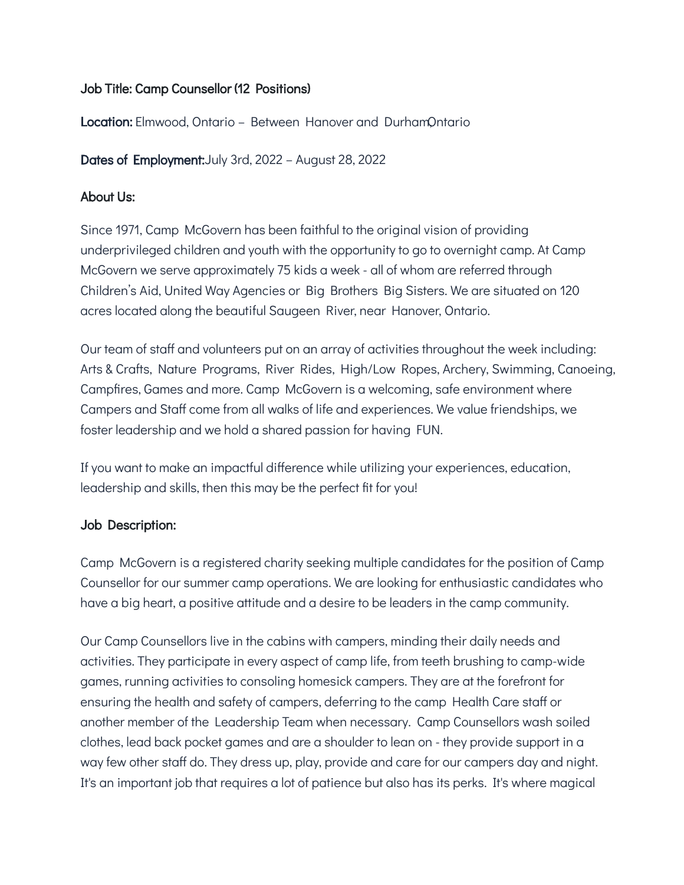**Job Title: Camp Counsellor (12 Positions)**

**Location:** Elmwood, Ontario – Between Hanover and Durham, Ontario

**Dates of Employment:** July 3rd, 2022 – August 28, 2022

**About Us:**

Since 1971, Camp McGovern has been faithful to the original vision of providing underprivileged children and youth with the opportunity to go to overnight camp. At Camp McGovern we serve approximately 75 kids a week - all of whom are referred through Children's Aid, United Way Agencies or Big Brothers Big Sisters. We are situated on 120 acres located along the beautiful Saugeen River, near Hanover, Ontario.

Our team of staff and volunteers put on an array of activities throughout the week including: Arts & Crafts, Nature Programs, River Rides, High/Low Ropes, Archery, Swimming, Canoeing, Campfires, Games and more. Camp McGovern is a welcoming, safe environment where Campers and Staff come from all walks of life and experiences. We value friendships, we foster leadership and we hold a shared passion for having FUN.

If you want to make an impactful difference while utilizing your experiences, education, leadership and skills, then this may be the perfect fit for you!

**Job Description:**

Camp McGovern is a registered charity seeking multiple candidates for the position of Camp Counsellor for our summer camp operations. We are looking for enthusiastic candidates who have a big heart, a positive attitude and a desire to be leaders in the camp community.

Our Camp Counsellors live in the cabins with campers, minding their daily needs and activities. They participate in every aspect of camp life, from teeth brushing to camp-wide games, running activities to consoling homesick campers. They are at the forefront for ensuring the health and safety of campers, deferring to the camp Health Care staff or another member of the Leadership Team when necessary. Camp Counsellors wash soiled clothes, lead back pocket games and are a shoulder to lean on - they provide support in a way few other staff do. They dress up, play, provide and care for our campers day and night. It's an important job that requires a lot of patience but also has its perks. It's where magical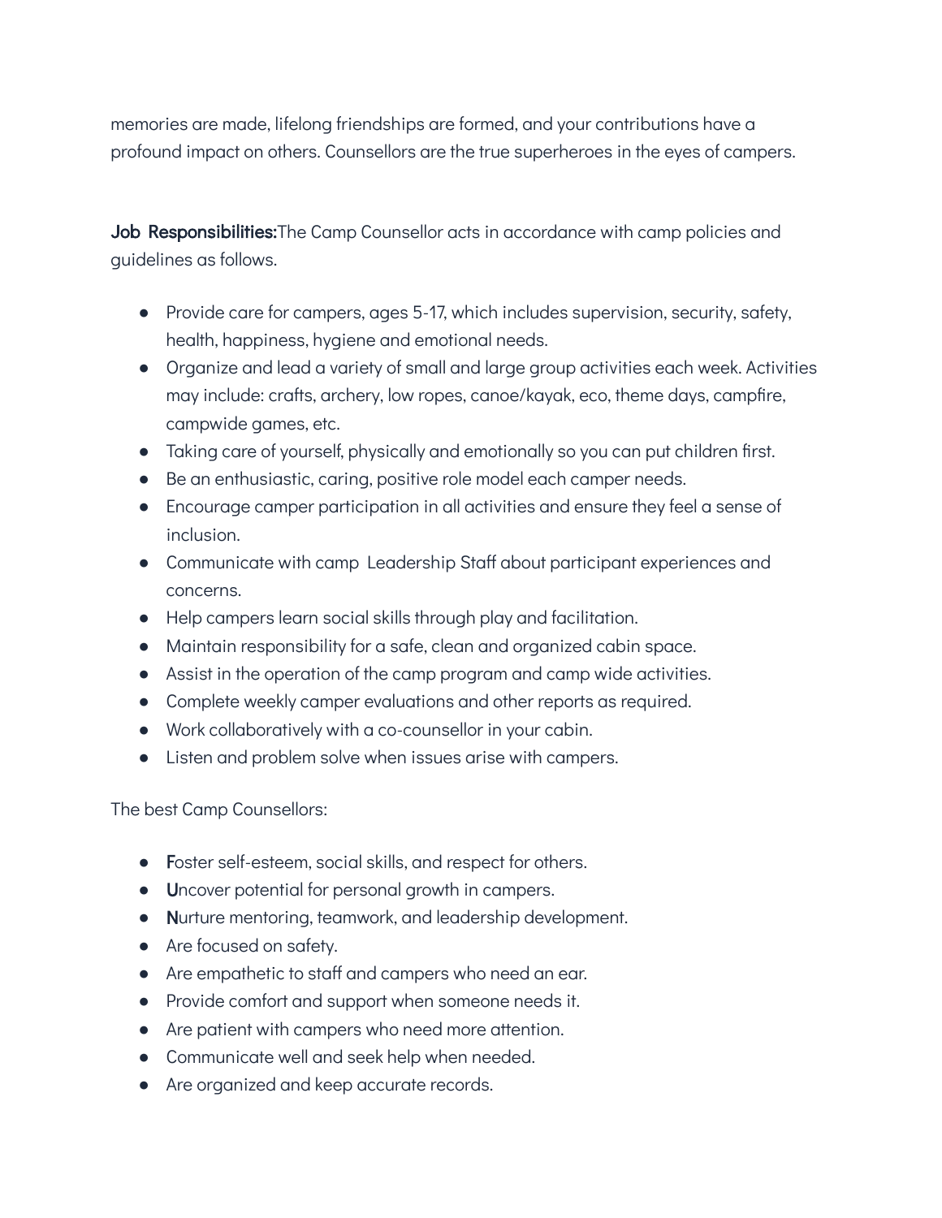memories are made, lifelong friendships are formed, and your contributions have a profound impact on others. Counsellors are the true superheroes in the eyes of campers.

**Job Responsibilities:**The Camp Counsellor acts in accordance with camp policies and guidelines as follows.

- Provide care for campers, ages 5-17, which includes supervision, security, safety, health, happiness, hygiene and emotional needs.
- Organize and lead a variety of small and large group activities each week. Activities may include: crafts, archery, low ropes, canoe/kayak, eco, theme days, campfire, campwide games, etc.
- Taking care of yourself, physically and emotionally so you can put children first.
- Be an enthusiastic, caring, positive role model each camper needs.
- Encourage camper participation in all activities and ensure they feel a sense of inclusion.
- Communicate with camp Leadership Staff about participant experiences and concerns.
- Help campers learn social skills through play and facilitation.
- Maintain responsibility for a safe, clean and organized cabin space.
- Assist in the operation of the camp program and camp wide activities.
- Complete weekly camper evaluations and other reports as required.
- Work collaboratively with a co-counsellor in your cabin.
- Listen and problem solve when issues arise with campers.

The best Camp Counsellors:

- **F**oster self-esteem, social skills, and respect for others.
- **U**ncover potential for personal growth in campers.
- **N**urture mentoring, teamwork, and leadership development.
- Are focused on safety.
- Are empathetic to staff and campers who need an ear.
- Provide comfort and support when someone needs it.
- Are patient with campers who need more attention.
- Communicate well and seek help when needed.
- Are organized and keep accurate records.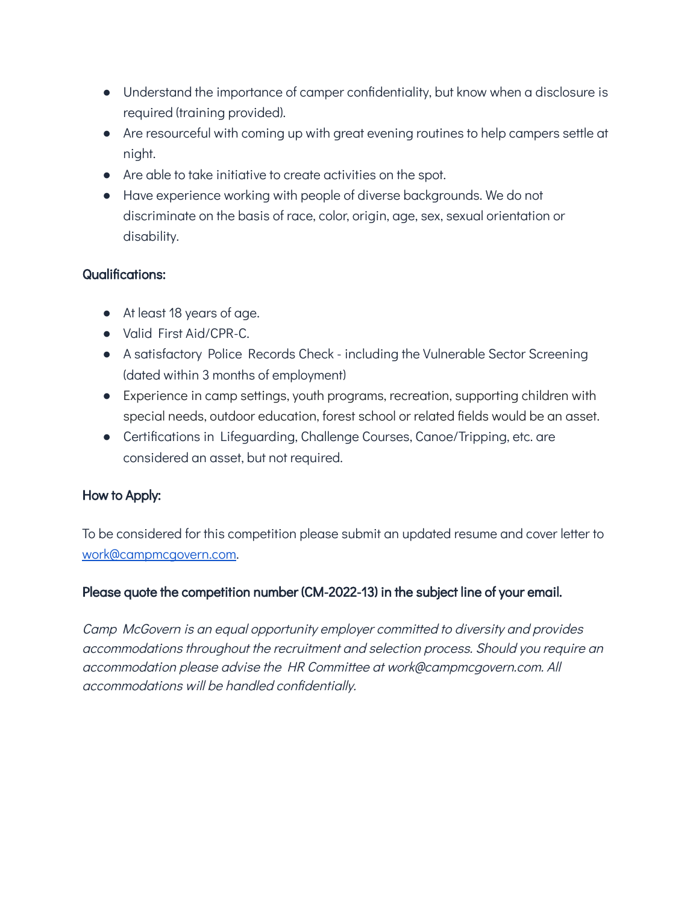- Understand the importance of camper confidentiality, but know when a disclosure is required (training provided).
- Are resourceful with coming up with great evening routines to help campers settle at night.
- Are able to take initiative to create activities on the spot.
- Have experience working with people of diverse backgrounds. We do not discriminate on the basis of race, color, origin, age, sex, sexual orientation or disability.

**Qualifications:**

- At least 18 years of age.
- Valid First Aid/CPR-C.
- A satisfactory Police Records Check - including the Vulnerable Sector Screening (dated within 3 months of employment)
- Experience in camp settings, youth programs, recreation, supporting children with special needs, outdoor education, forest school or related fields would be an asset.
- Certifications in Lifeguarding, Challenge Courses, Canoe/Tripping, etc. are considered an asset, but not required.

**How to Apply:**

To be considered for this competition please submit an updated resume and cover letter to work@campmcgovern.com.

**Please quote the competition number (CM-2022-13) in the subject line of your email.**

*Camp McGovern is an equal opportunity employer committed to diversity and provides accommodations throughout the recruitment and selection process. Should you require an accommodation please advise the HR Committee at work@campmcgovern.com. All accommodations will be handled confidentially.*